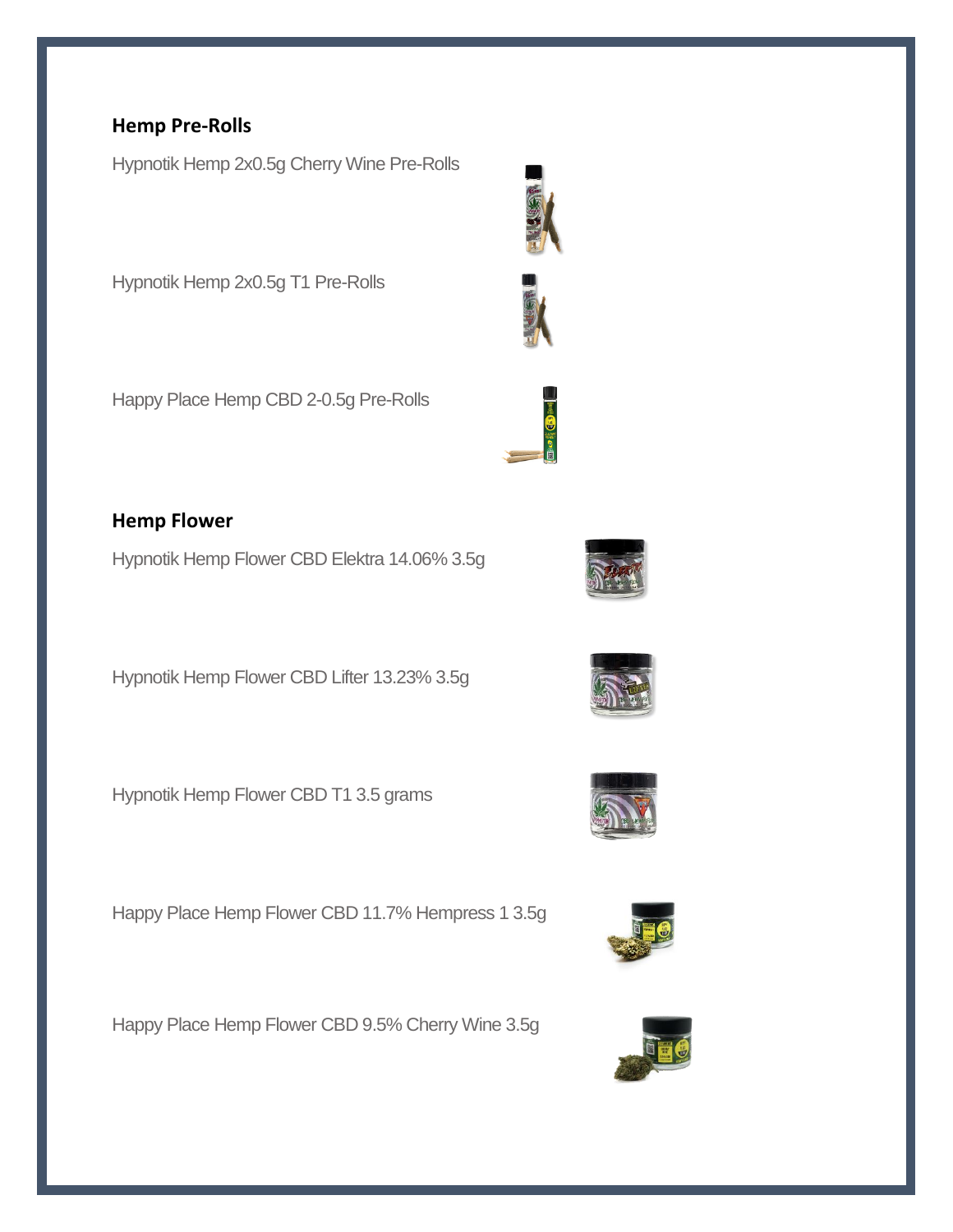## Hemp Pre-Rolls

Hypnotik Hemp 2x0.5g Cherry Wine Pre-Rolls

Hypnotik Hemp 2x0.5g T1 Pre-Rolls

Happy Place Hemp CBD 2-0.5g Pre-Rolls

## Hemp Flower

Hypnotik Hemp Flower CBD Elektra 14.06% 3.5g

Hypnotik Hemp Flower CBD Lifter 13.23% 3.5g

Hypnotik Hemp Flower CBD T1 3.5 grams

Happy Place Hemp Flower CBD 11.7% Hempress 1 3.5g

Happy Place Hemp Flower CBD 9.5% Cherry Wine 3.5g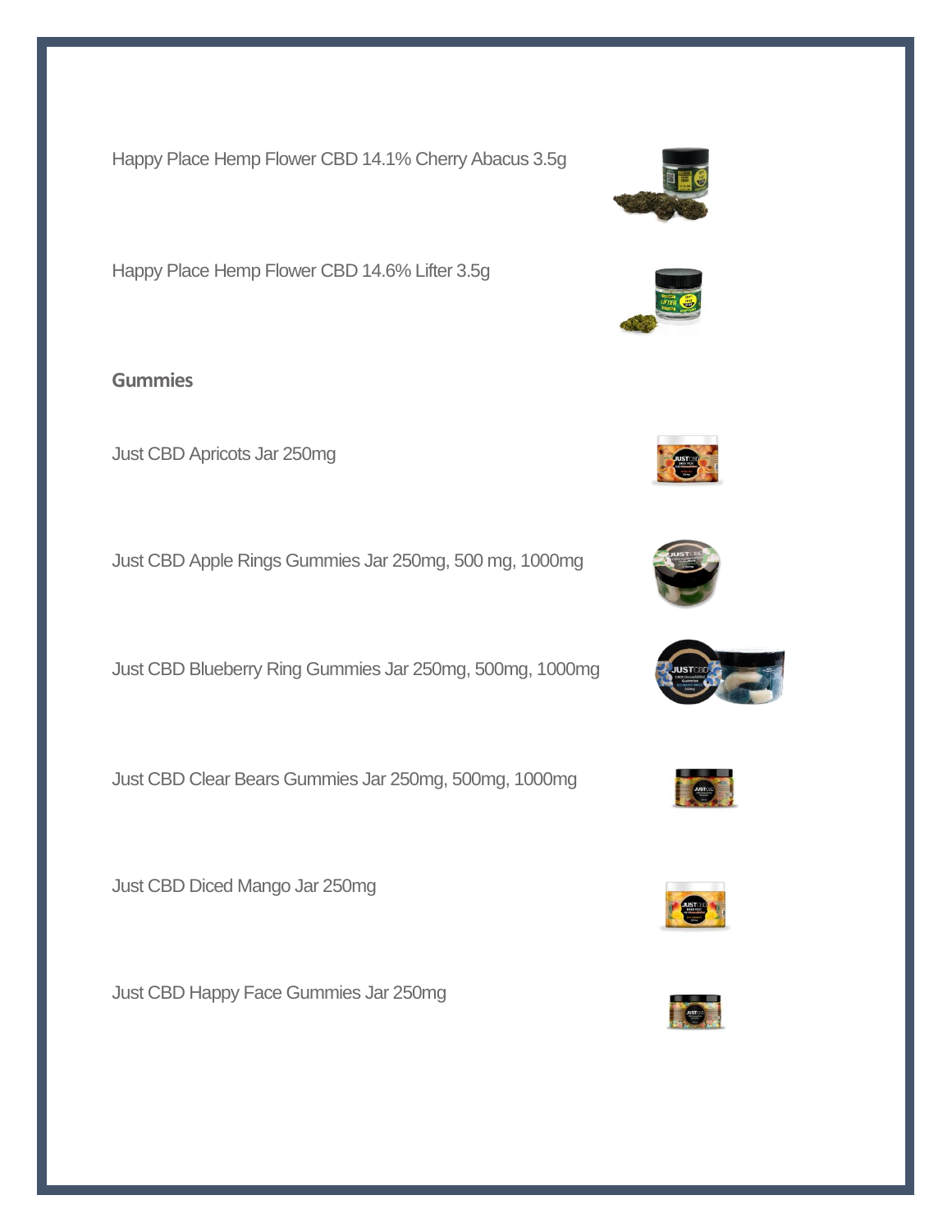Happy Place Hemp Flower CBD 14.1% Cherry Abacus 3.5g

Happy Place Hemp Flower CBD 14.6% Lifter 3.5g

**Gummies**

Just CBD Apricots Jar 250mg

Just CBD Apple Rings Gummies Jar 250mg, 500 mg, 1000mg

Just CBD Blueberry Ring Gummies Jar 250mg, 500mg, 1000mg

Just CBD Clear Bears Gummies Jar 250mg, 500mg, 1000mg

Just CBD Diced Mango Jar 250mg

Just CBD Happy Face Gummies Jar 250mg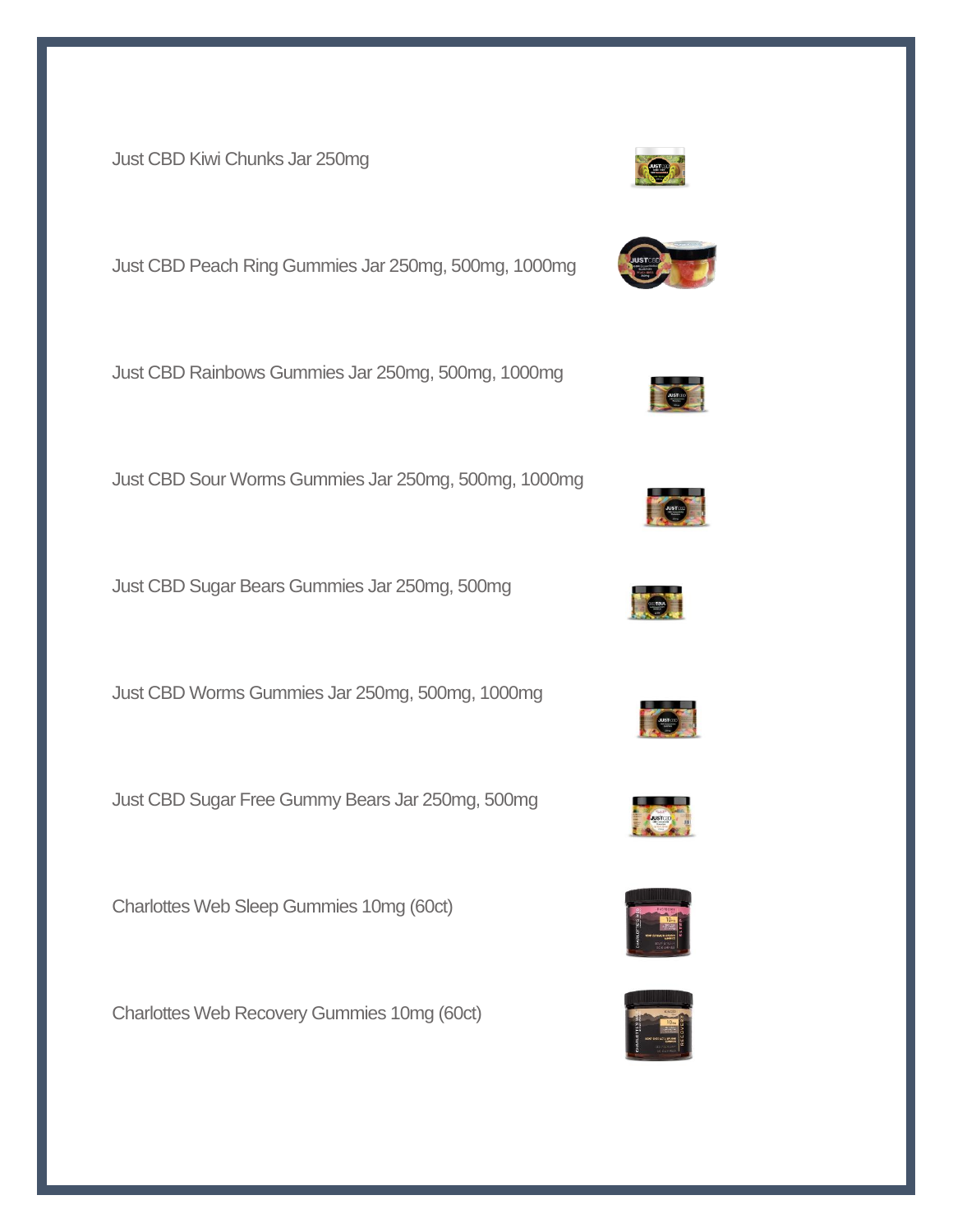Just CBD Kiwi Chunks Jar 250mg

Just CBD Peach Ring Gummies Jar 250mg, 500mg, 1000mg

Just CBD Rainbows Gummies Jar 250mg, 500mg, 1000mg

Just CBD Sour Worms Gummies Jar 250mg, 500mg, 1000mg

Just CBD Sugar Bears Gummies Jar 250mg, 500mg

Just CBD Worms Gummies Jar 250mg, 500mg, 1000mg

Just CBD Sugar Free Gummy Bears Jar 250mg, 500mg

Charlottes Web Sleep Gummies 10mg (60ct)

Charlottes Web Recovery Gummies 10mg (60ct)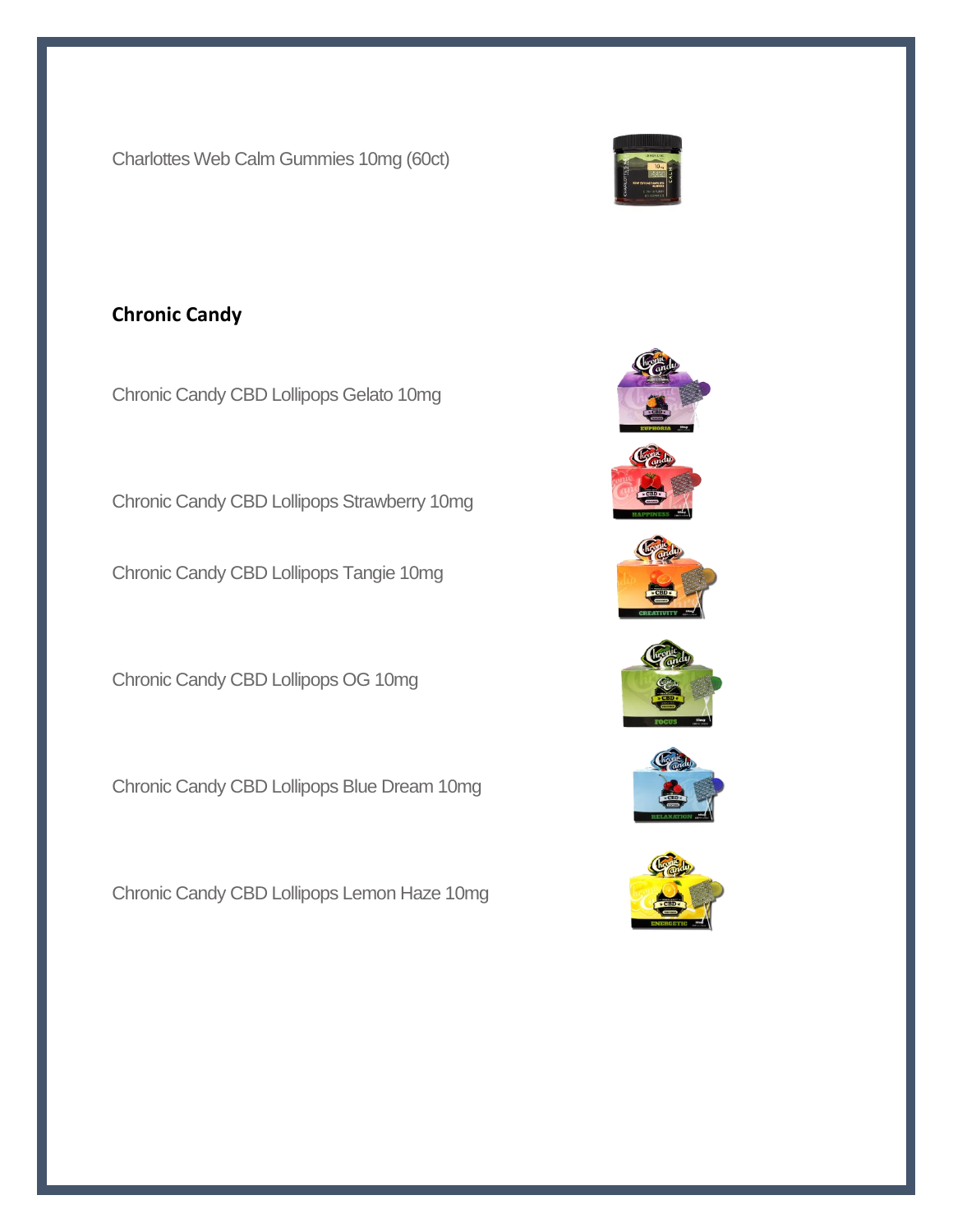Charlottes Web Calm Gummies 10mg (60ct)

**Chronic Candy**

Chronic Candy CBD Lollipops Gelato 10mg

Chronic Candy CBD Lollipops Strawberry 10mg

Chronic Candy CBD Lollipops Tangie 10mg

Chronic Candy CBD Lollipops OG 10mg

Chronic Candy CBD Lollipops Blue Dream 10mg

Chronic Candy CBD Lollipops Lemon Haze 10mg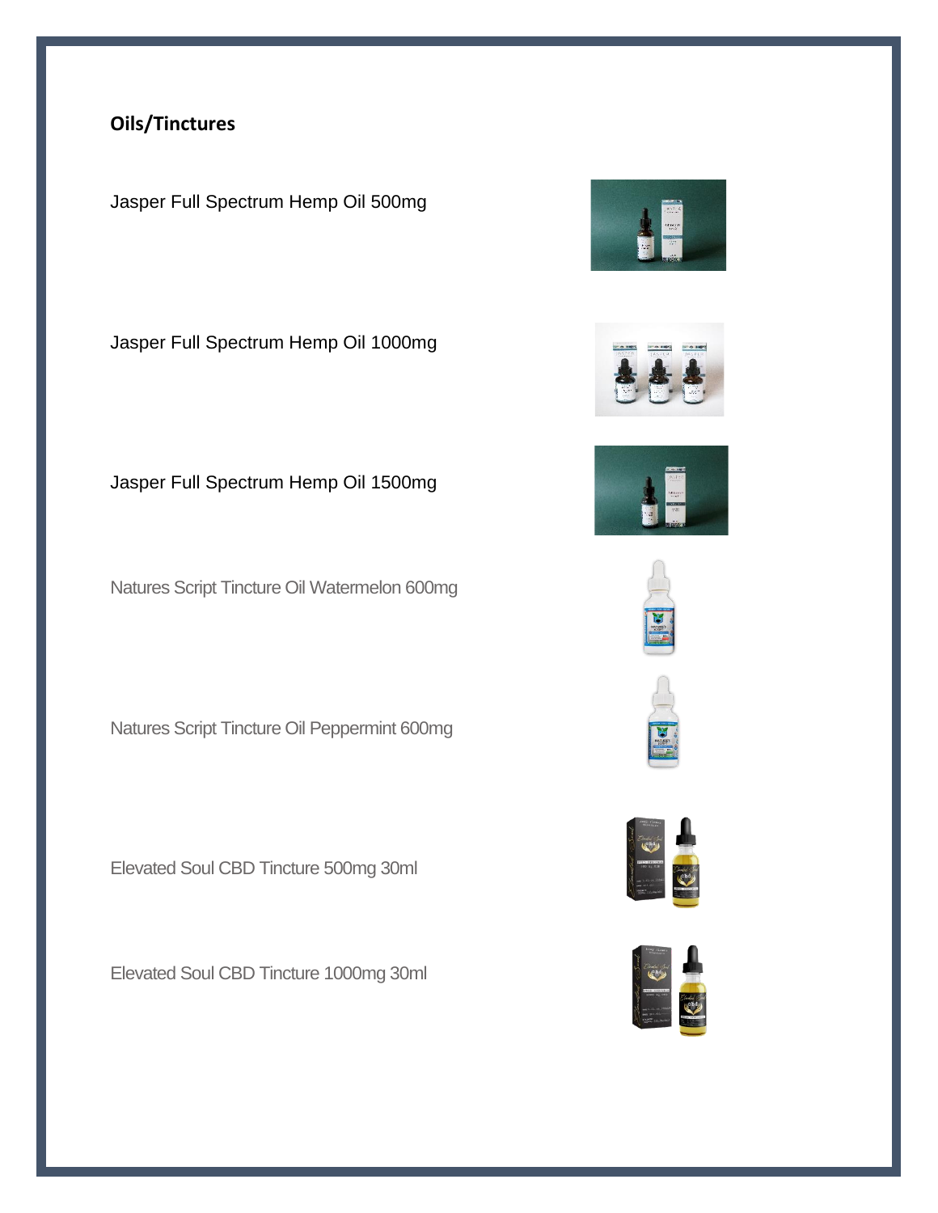**Oils/Tinctures**

Jasper Full Spectrum Hemp Oil 500mg

Jasper Full Spectrum Hemp Oil 1000mg

Jasper Full Spectrum Hemp Oil 1500mg

Natures Script Tincture Oil Watermelon 600mg

Natures Script Tincture Oil Peppermint 600mg

Elevated Soul CBD Tincture 500mg 30ml

Elevated Soul CBD Tincture 1000mg 30ml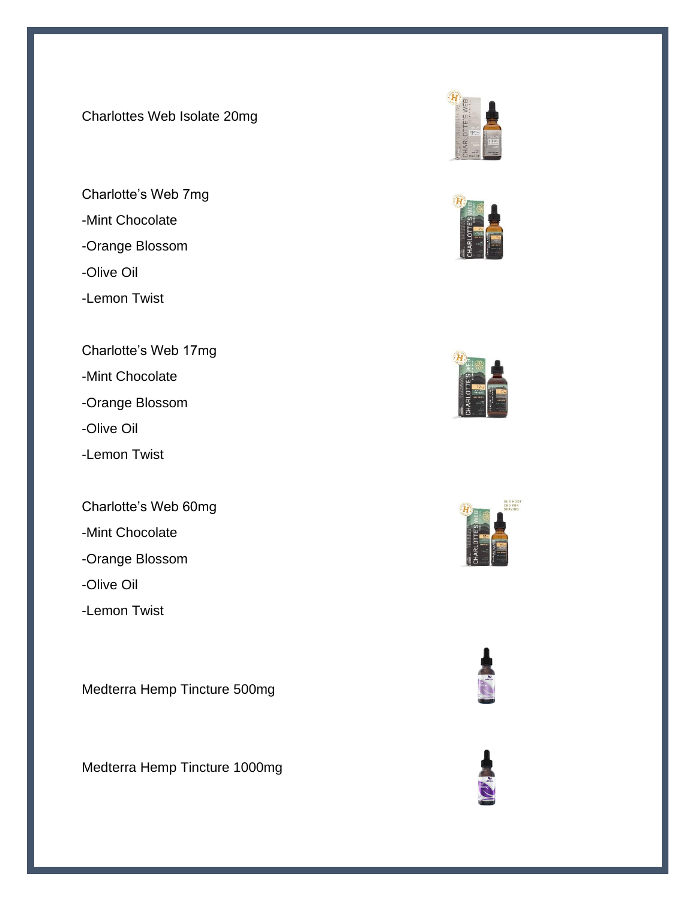Charlottes Web Isolate 20mg

Charlotte’s Web 7mg

-Mint Chocolate

-Orange Blossom

-Olive Oil

-Lemon Twist

Charlotte’s Web 17mg

-Mint Chocolate

-Orange Blossom

-Olive Oil

-Lemon Twist

Charlotte’s Web 60mg

-Mint Chocolate

-Orange Blossom

-Olive Oil

-Lemon Twist

Medterra Hemp Tincture 500mg

Medterra Hemp Tincture 1000mg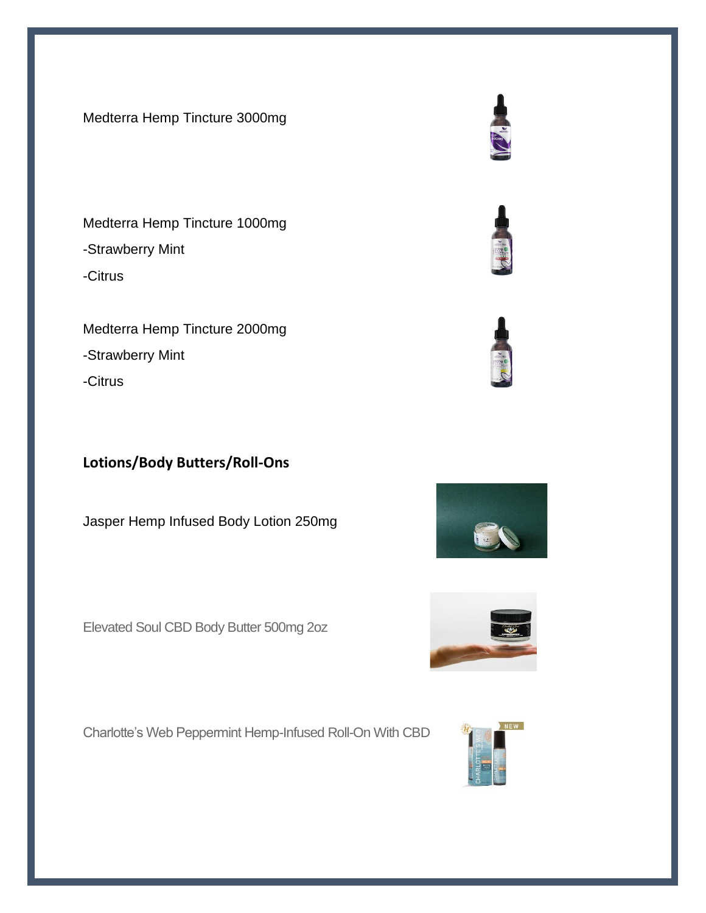Medterra Hemp Tincture 3000mg

Medterra Hemp Tincture 1000mg

-Strawberry Mint

-Citrus

Medterra Hemp Tincture 2000mg

-Strawberry Mint

-Citrus

## Lotions/Body Butters/Roll-Ons

Jasper Hemp Infused Body Lotion 250mg

Elevated Soul CBD Body Butter 500mg 2oz

Charlotte's Web Peppermint Hemp-Infused Roll-On With CBD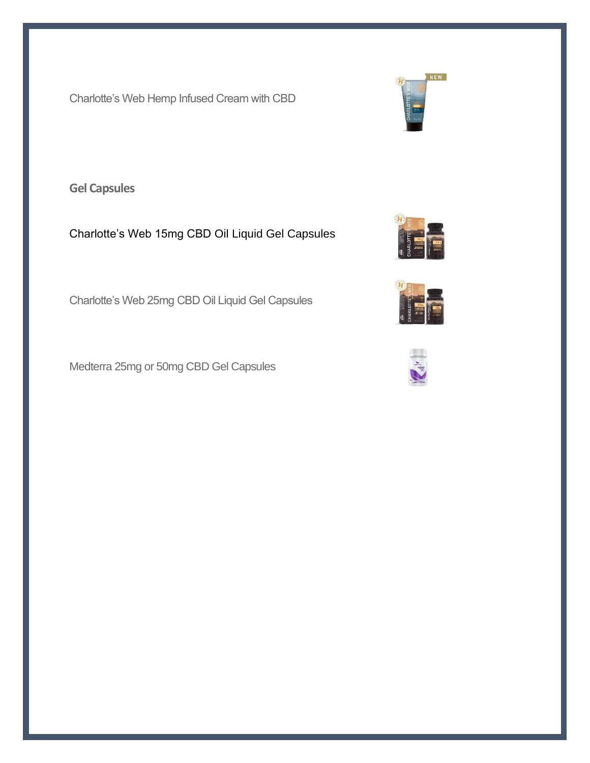Charlotte's Web Hemp Infused Cream with CBD

## Gel Capsules

Charlotte's Web 15mg CBD Oil Liquid Gel Capsules

Charlotte's Web 25mg CBD Oil Liquid Gel Capsules

Medterra 25mg or 50mg CBD Gel Capsules